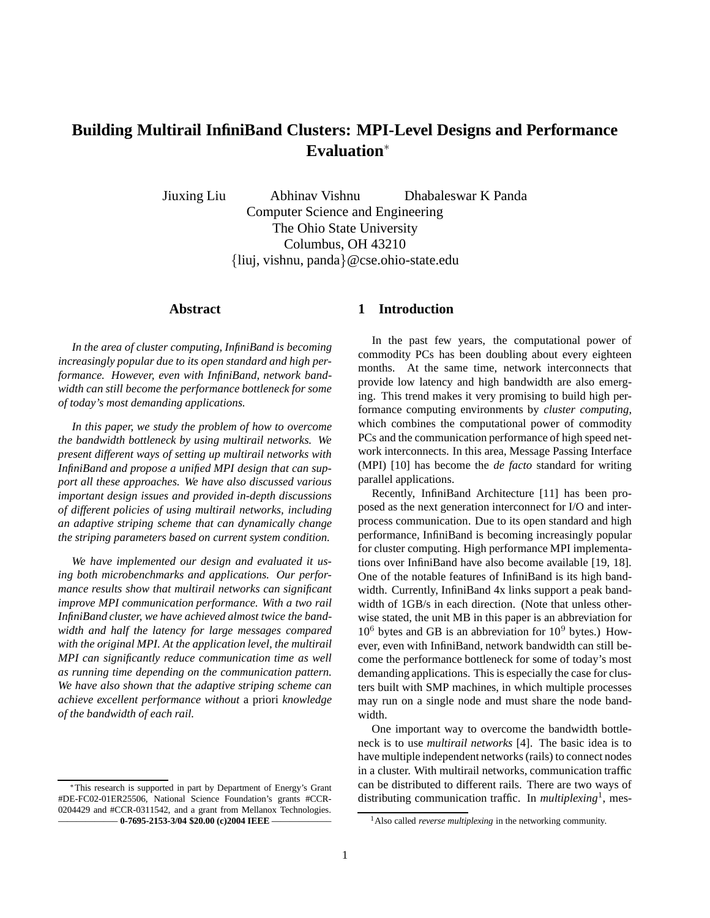# Building Multirail InfiniBand Clusters: MPI-Level Designs and Performance Evaluation*

Jiuxing Liu  Abhinav Vishnu  Dhabaleswar K Panda

Computer Science and Engineering
The Ohio State University
Columbus, OH 43210
{liuj, vishnu, panda}@cse.ohio-state.edu

## Abstract

*In the area of cluster computing, InfiniBand is becoming increasingly popular due to its open standard and high performance. However, even with InfiniBand, network bandwidth can still become the performance bottleneck for some of today's most demanding applications.*

*In this paper, we study the problem of how to overcome the bandwidth bottleneck by using multirail networks. We present different ways of setting up multirail networks with InfiniBand and propose a unified MPI design that can support all these approaches. We have also discussed various important design issues and provided in-depth discussions of different policies of using multirail networks, including an adaptive striping scheme that can dynamically change the striping parameters based on current system condition.*

*We have implemented our design and evaluated it using both microbenchmarks and applications. Our performance results show that multirail networks can significant improve MPI communication performance. With a two rail InfiniBand cluster, we have achieved almost twice the bandwidth and half the latency for large messages compared with the original MPI. At the application level, the multirail MPI can significantly reduce communication time as well as running time depending on the communication pattern. We have also shown that the adaptive striping scheme can achieve excellent performance without* a priori *knowledge of the bandwidth of each rail.*

*This research is supported in part by Department of Energy's Grant #DE-FC02-01ER25506, National Science Foundation's grants #CCR-0204429 and #CCR-0311542, and a grant from Mellanox Technologies.

**0-7695-2153-3/04 $20.00 (c)2004 IEEE**

## 1 Introduction

In the past few years, the computational power of commodity PCs has been doubling about every eighteen months. At the same time, network interconnects that provide low latency and high bandwidth are also emerging. This trend makes it very promising to build high performance computing environments by *cluster computing*, which combines the computational power of commodity PCs and the communication performance of high speed network interconnects. In this area, Message Passing Interface (MPI) [10] has become the *de facto* standard for writing parallel applications.

Recently, InfiniBand Architecture [11] has been proposed as the next generation interconnect for I/O and interprocess communication. Due to its open standard and high performance, InfiniBand is becoming increasingly popular for cluster computing. High performance MPI implementations over InfiniBand have also become available [19, 18]. One of the notable features of InfiniBand is its high bandwidth. Currently, InfiniBand 4x links support a peak bandwidth of 1GB/s in each direction. (Note that unless otherwise stated, the unit MB in this paper is an abbreviation for $10^6$ bytes and GB is an abbreviation for $10^9$ bytes.) However, even with InfiniBand, network bandwidth can still become the performance bottleneck for some of today's most demanding applications. This is especially the case for clusters built with SMP machines, in which multiple processes may run on a single node and must share the node bandwidth.

One important way to overcome the bandwidth bottleneck is to use *multirail networks* [4]. The basic idea is to have multiple independent networks (rails) to connect nodes in a cluster. With multirail networks, communication traffic can be distributed to different rails. There are two ways of distributing communication traffic. In *multiplexing*[1], mes-

[1] Also called *reverse multiplexing* in the networking community.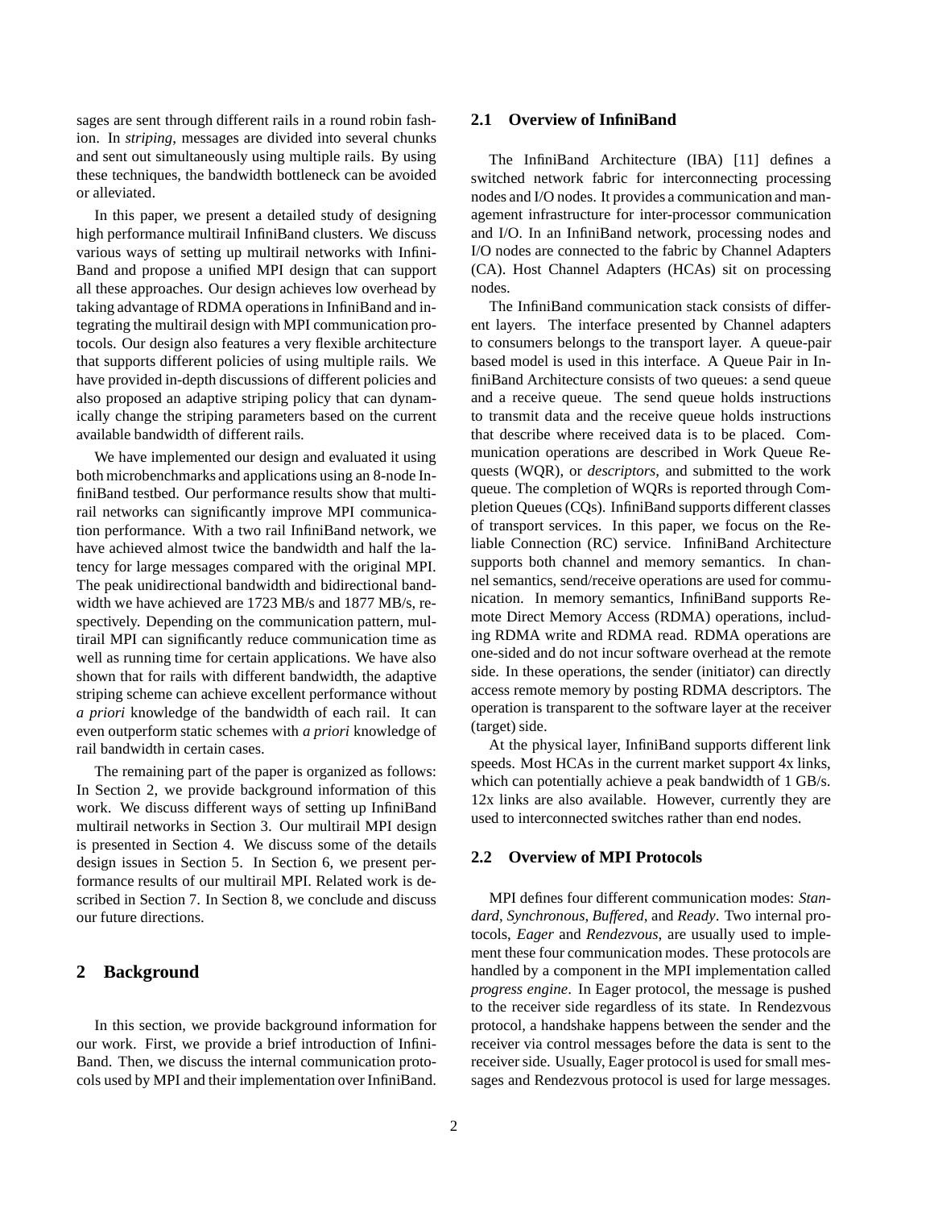sages are sent through different rails in a round robin fashion. In *striping*, messages are divided into several chunks and sent out simultaneously using multiple rails. By using these techniques, the bandwidth bottleneck can be avoided or alleviated.

In this paper, we present a detailed study of designing high performance multirail InfiniBand clusters. We discuss various ways of setting up multirail networks with InfiniBand and propose a unified MPI design that can support all these approaches. Our design achieves low overhead by taking advantage of RDMA operations in InfiniBand and integrating the multirail design with MPI communication protocols. Our design also features a very flexible architecture that supports different policies of using multiple rails. We have provided in-depth discussions of different policies and also proposed an adaptive striping policy that can dynamically change the striping parameters based on the current available bandwidth of different rails.

We have implemented our design and evaluated it using both microbenchmarks and applications using an 8-node InfiniBand testbed. Our performance results show that multirail networks can significantly improve MPI communication performance. With a two rail InfiniBand network, we have achieved almost twice the bandwidth and half the latency for large messages compared with the original MPI. The peak unidirectional bandwidth and bidirectional bandwidth we have achieved are 1723 MB/s and 1877 MB/s, respectively. Depending on the communication pattern, multirail MPI can significantly reduce communication time as well as running time for certain applications. We have also shown that for rails with different bandwidth, the adaptive striping scheme can achieve excellent performance without *a priori* knowledge of the bandwidth of each rail. It can even outperform static schemes with *a priori* knowledge of rail bandwidth in certain cases.

The remaining part of the paper is organized as follows: In Section 2, we provide background information of this work. We discuss different ways of setting up InfiniBand multirail networks in Section 3. Our multirail MPI design is presented in Section 4. We discuss some of the details design issues in Section 5. In Section 6, we present performance results of our multirail MPI. Related work is described in Section 7. In Section 8, we conclude and discuss our future directions.

## 2 Background

In this section, we provide background information for our work. First, we provide a brief introduction of InfiniBand. Then, we discuss the internal communication protocols used by MPI and their implementation over InfiniBand.

### 2.1 Overview of InfiniBand

The InfiniBand Architecture (IBA) [11] defines a switched network fabric for interconnecting processing nodes and I/O nodes. It provides a communication and management infrastructure for inter-processor communication and I/O. In an InfiniBand network, processing nodes and I/O nodes are connected to the fabric by Channel Adapters (CA). Host Channel Adapters (HCAs) sit on processing nodes.

The InfiniBand communication stack consists of different layers. The interface presented by Channel adapters to consumers belongs to the transport layer. A queue-pair based model is used in this interface. A Queue Pair in InfiniBand Architecture consists of two queues: a send queue and a receive queue. The send queue holds instructions to transmit data and the receive queue holds instructions that describe where received data is to be placed. Communication operations are described in Work Queue Requests (WQR), or *descriptors*, and submitted to the work queue. The completion of WQRs is reported through Completion Queues (CQs). InfiniBand supports different classes of transport services. In this paper, we focus on the Reliable Connection (RC) service. InfiniBand Architecture supports both channel and memory semantics. In channel semantics, send/receive operations are used for communication. In memory semantics, InfiniBand supports Remote Direct Memory Access (RDMA) operations, including RDMA write and RDMA read. RDMA operations are one-sided and do not incur software overhead at the remote side. In these operations, the sender (initiator) can directly access remote memory by posting RDMA descriptors. The operation is transparent to the software layer at the receiver (target) side.

At the physical layer, InfiniBand supports different link speeds. Most HCAs in the current market support 4x links, which can potentially achieve a peak bandwidth of 1 GB/s. 12x links are also available. However, currently they are used to interconnected switches rather than end nodes.

### 2.2 Overview of MPI Protocols

MPI defines four different communication modes: *Standard*, *Synchronous*, *Buffered*, and *Ready*. Two internal protocols, *Eager* and *Rendezvous*, are usually used to implement these four communication modes. These protocols are handled by a component in the MPI implementation called *progress engine*. In Eager protocol, the message is pushed to the receiver side regardless of its state. In Rendezvous protocol, a handshake happens between the sender and the receiver via control messages before the data is sent to the receiver side. Usually, Eager protocol is used for small messages and Rendezvous protocol is used for large messages.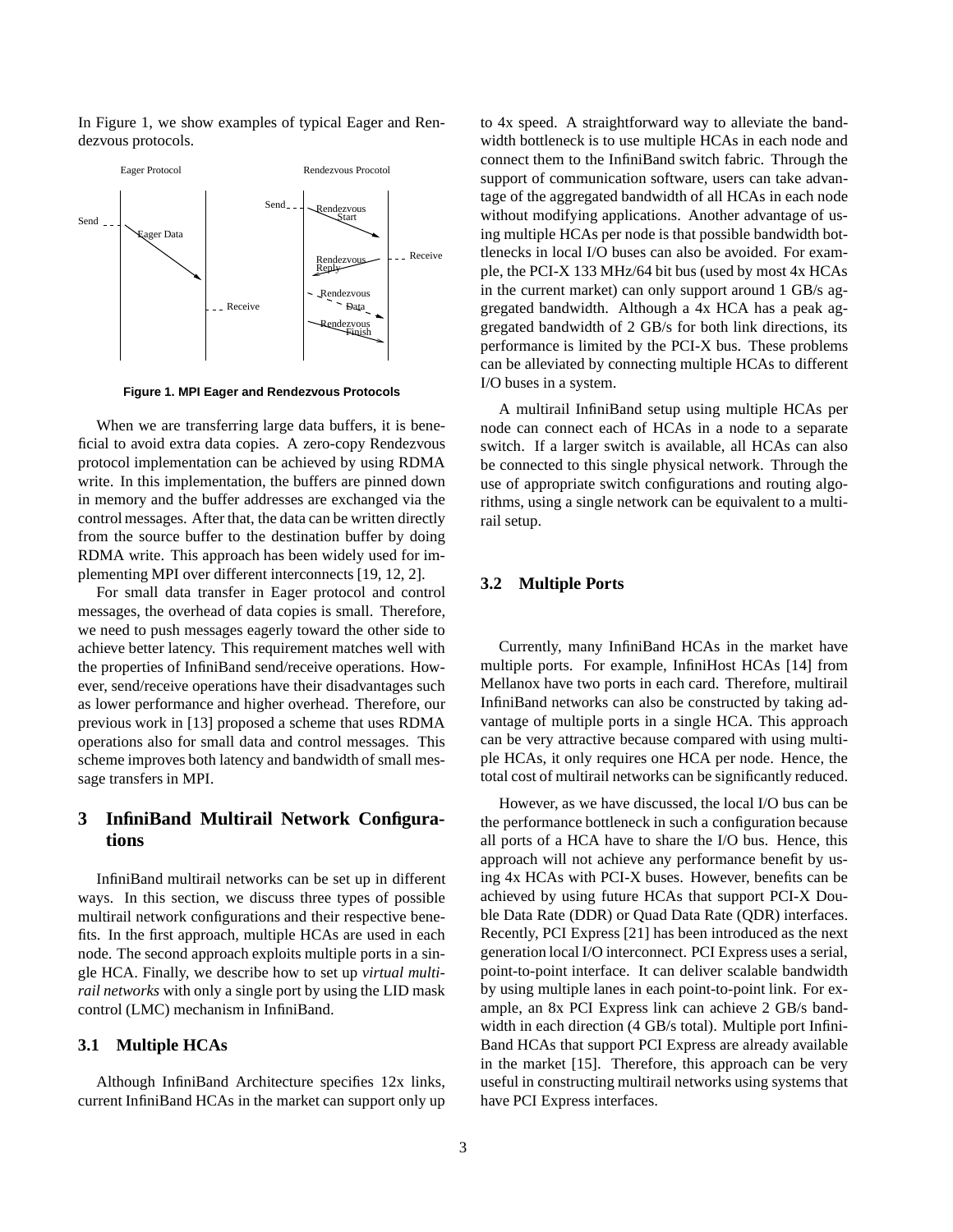In Figure 1, we show examples of typical Eager and Rendezvous protocols.

Figure 1. MPI Eager and Rendezvous Protocols

When we are transferring large data buffers, it is beneficial to avoid extra data copies. A zero-copy Rendezvous protocol implementation can be achieved by using RDMA write. In this implementation, the buffers are pinned down in memory and the buffer addresses are exchanged via the control messages. After that, the data can be written directly from the source buffer to the destination buffer by doing RDMA write. This approach has been widely used for implementing MPI over different interconnects [19, 12, 2].

For small data transfer in Eager protocol and control messages, the overhead of data copies is small. Therefore, we need to push messages eagerly toward the other side to achieve better latency. This requirement matches well with the properties of InfiniBand send/receive operations. However, send/receive operations have their disadvantages such as lower performance and higher overhead. Therefore, our previous work in [13] proposed a scheme that uses RDMA operations also for small data and control messages. This scheme improves both latency and bandwidth of small message transfers in MPI.

## 3 InfiniBand Multirail Network Configurations

InfiniBand multirail networks can be set up in different ways. In this section, we discuss three types of possible multirail network configurations and their respective benefits. In the first approach, multiple HCAs are used in each node. The second approach exploits multiple ports in a single HCA. Finally, we describe how to set up *virtual multirail networks* with only a single port by using the LID mask control (LMC) mechanism in InfiniBand.

### 3.1 Multiple HCAs

Although InfiniBand Architecture specifies 12x links, current InfiniBand HCAs in the market can support only up to 4x speed. A straightforward way to alleviate the bandwidth bottleneck is to use multiple HCAs in each node and connect them to the InfiniBand switch fabric. Through the support of communication software, users can take advantage of the aggregated bandwidth of all HCAs in each node without modifying applications. Another advantage of using multiple HCAs per node is that possible bandwidth bottlenecks in local I/O buses can also be avoided. For example, the PCI-X 133 MHz/64 bit bus (used by most 4x HCAs in the current market) can only support around 1 GB/s aggregated bandwidth. Although a 4x HCA has a peak aggregated bandwidth of 2 GB/s for both link directions, its performance is limited by the PCI-X bus. These problems can be alleviated by connecting multiple HCAs to different I/O buses in a system.

A multirail InfiniBand setup using multiple HCAs per node can connect each of HCAs in a node to a separate switch. If a larger switch is available, all HCAs can also be connected to this single physical network. Through the use of appropriate switch configurations and routing algorithms, using a single network can be equivalent to a multirail setup.

### 3.2 Multiple Ports

Currently, many InfiniBand HCAs in the market have multiple ports. For example, InfiniHost HCAs [14] from Mellanox have two ports in each card. Therefore, multirail InfiniBand networks can also be constructed by taking advantage of multiple ports in a single HCA. This approach can be very attractive because compared with using multiple HCAs, it only requires one HCA per node. Hence, the total cost of multirail networks can be significantly reduced.

However, as we have discussed, the local I/O bus can be the performance bottleneck in such a configuration because all ports of a HCA have to share the I/O bus. Hence, this approach will not achieve any performance benefit by using 4x HCAs with PCI-X buses. However, benefits can be achieved by using future HCAs that support PCI-X Double Data Rate (DDR) or Quad Data Rate (QDR) interfaces. Recently, PCI Express [21] has been introduced as the next generation local I/O interconnect. PCI Express uses a serial, point-to-point interface. It can deliver scalable bandwidth by using multiple lanes in each point-to-point link. For example, an 8x PCI Express link can achieve 2 GB/s bandwidth in each direction (4 GB/s total). Multiple port InfiniBand HCAs that support PCI Express are already available in the market [15]. Therefore, this approach can be very useful in constructing multirail networks using systems that have PCI Express interfaces.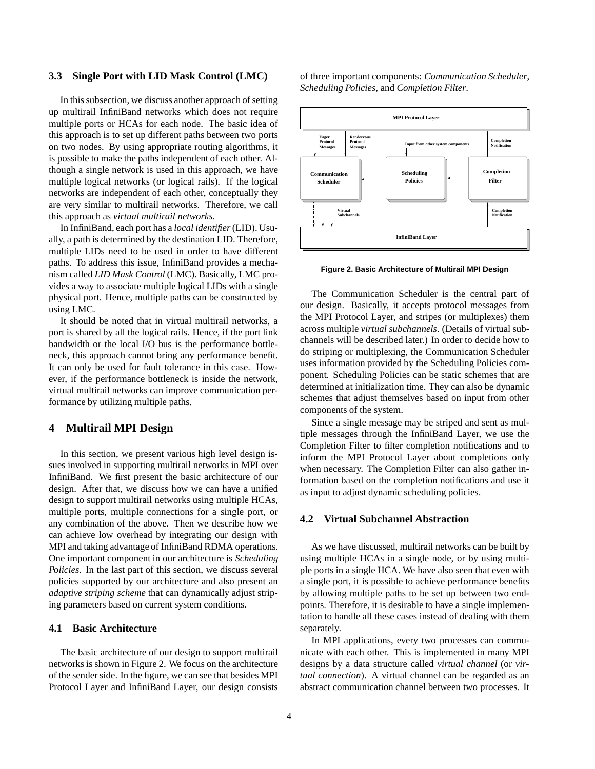### 3.3 Single Port with LID Mask Control (LMC)

In this subsection, we discuss another approach of setting up multirail InfiniBand networks which does not require multiple ports or HCAs for each node. The basic idea of this approach is to set up different paths between two ports on two nodes. By using appropriate routing algorithms, it is possible to make the paths independent of each other. Although a single network is used in this approach, we have multiple logical networks (or logical rails). If the logical networks are independent of each other, conceptually they are very similar to multirail networks. Therefore, we call this approach as *virtual multirail networks*.

In InfiniBand, each port has a *local identifier* (LID). Usually, a path is determined by the destination LID. Therefore, multiple LIDs need to be used in order to have different paths. To address this issue, InfiniBand provides a mechanism called *LID Mask Control* (LMC). Basically, LMC provides a way to associate multiple logical LIDs with a single physical port. Hence, multiple paths can be constructed by using LMC.

It should be noted that in virtual multirail networks, a port is shared by all the logical rails. Hence, if the port link bandwidth or the local I/O bus is the performance bottleneck, this approach cannot bring any performance benefit. It can only be used for fault tolerance in this case. However, if the performance bottleneck is inside the network, virtual multirail networks can improve communication performance by utilizing multiple paths.

## 4 Multirail MPI Design

In this section, we present various high level design issues involved in supporting multirail networks in MPI over InfiniBand. We first present the basic architecture of our design. After that, we discuss how we can have a unified design to support multirail networks using multiple HCAs, multiple ports, multiple connections for a single port, or any combination of the above. Then we describe how we can achieve low overhead by integrating our design with MPI and taking advantage of InfiniBand RDMA operations. One important component in our architecture is *Scheduling Policies*. In the last part of this section, we discuss several policies supported by our architecture and also present an *adaptive striping scheme* that can dynamically adjust striping parameters based on current system conditions.

### 4.1 Basic Architecture

The basic architecture of our design to support multirail networks is shown in Figure 2. We focus on the architecture of the sender side. In the figure, we can see that besides MPI Protocol Layer and InfiniBand Layer, our design consists of three important components: *Communication Scheduler*, *Scheduling Policies*, and *Completion Filter*.

MPI Protocol Layer

Eager Protocol Messages | Rendezvous Protocol Messages | Input from other system components | Completion Notification

Communication Scheduler | Scheduling Policies | Completion Filter

Virtual Subchannels | Completion Notification

InfiniBand Layer

**Figure 2. Basic Architecture of Multirail MPI Design**

The Communication Scheduler is the central part of our design. Basically, it accepts protocol messages from the MPI Protocol Layer, and stripes (or multiplexes) them across multiple *virtual subchannels*. (Details of virtual subchannels will be described later.) In order to decide how to do striping or multiplexing, the Communication Scheduler uses information provided by the Scheduling Policies component. Scheduling Policies can be static schemes that are determined at initialization time. They can also be dynamic schemes that adjust themselves based on input from other components of the system.

Since a single message may be striped and sent as multiple messages through the InfiniBand Layer, we use the Completion Filter to filter completion notifications and to inform the MPI Protocol Layer about completions only when necessary. The Completion Filter can also gather information based on the completion notifications and use it as input to adjust dynamic scheduling policies.

### 4.2 Virtual Subchannel Abstraction

As we have discussed, multirail networks can be built by using multiple HCAs in a single node, or by using multiple ports in a single HCA. We have also seen that even with a single port, it is possible to achieve performance benefits by allowing multiple paths to be set up between two endpoints. Therefore, it is desirable to have a single implementation to handle all these cases instead of dealing with them separately.

In MPI applications, every two processes can communicate with each other. This is implemented in many MPI designs by a data structure called *virtual channel* (or *virtual connection*). A virtual channel can be regarded as an abstract communication channel between two processes. It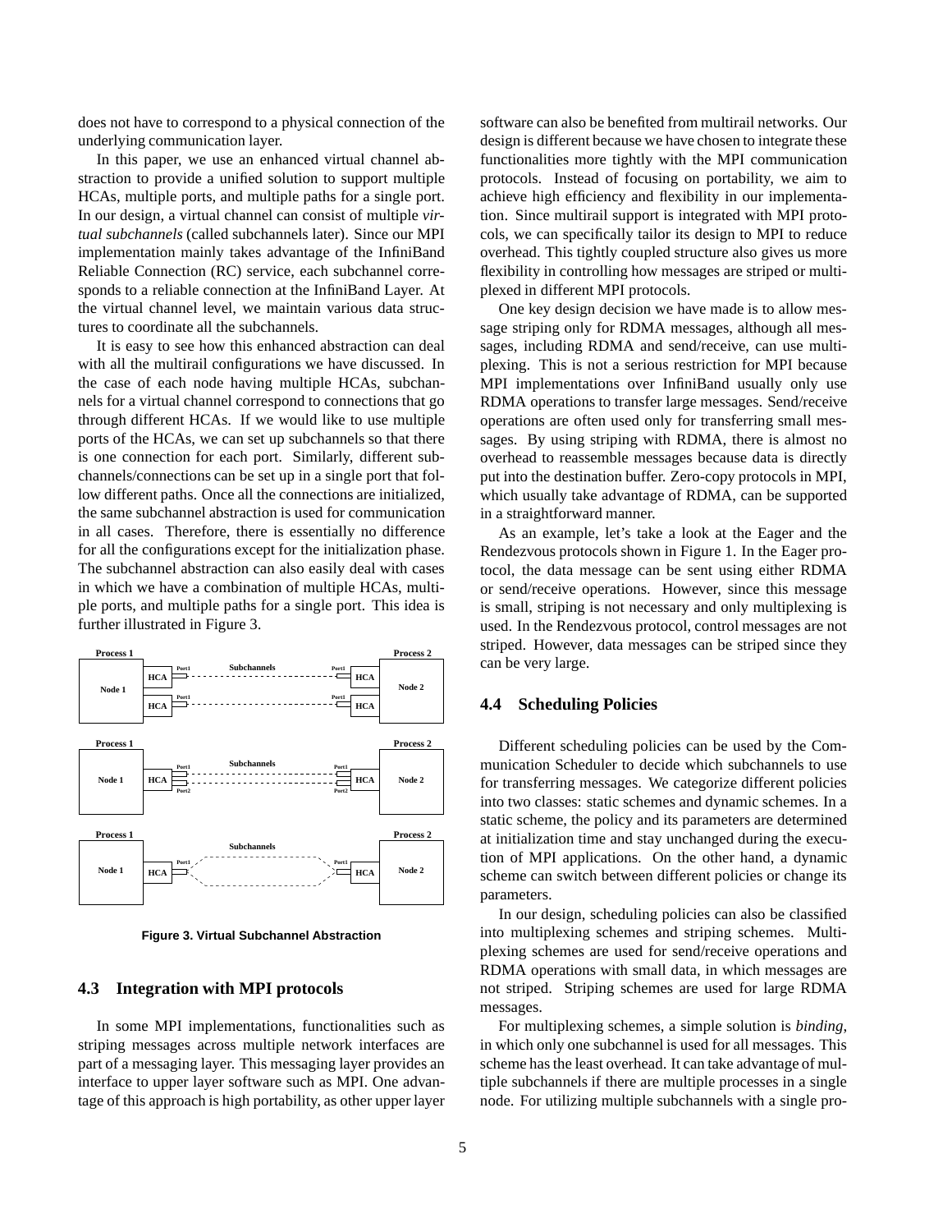does not have to correspond to a physical connection of the underlying communication layer.

In this paper, we use an enhanced virtual channel abstraction to provide a unified solution to support multiple HCAs, multiple ports, and multiple paths for a single port. In our design, a virtual channel can consist of multiple *virtual subchannels* (called subchannels later). Since our MPI implementation mainly takes advantage of the InfiniBand Reliable Connection (RC) service, each subchannel corresponds to a reliable connection at the InfiniBand Layer. At the virtual channel level, we maintain various data structures to coordinate all the subchannels.

It is easy to see how this enhanced abstraction can deal with all the multirail configurations we have discussed. In the case of each node having multiple HCAs, subchannels for a virtual channel correspond to connections that go through different HCAs. If we would like to use multiple ports of the HCAs, we can set up subchannels so that there is one connection for each port. Similarly, different subchannels/connections can be set up in a single port that follow different paths. Once all the connections are initialized, the same subchannel abstraction is used for communication in all cases. Therefore, there is essentially no difference for all the configurations except for the initialization phase. The subchannel abstraction can also easily deal with cases in which we have a combination of multiple HCAs, multiple ports, and multiple paths for a single port. This idea is further illustrated in Figure 3.

**Figure 3. Virtual Subchannel Abstraction**

## 4.3 Integration with MPI protocols

In some MPI implementations, functionalities such as striping messages across multiple network interfaces are part of a messaging layer. This messaging layer provides an interface to upper layer software such as MPI. One advantage of this approach is high portability, as other upper layer software can also be benefited from multirail networks. Our design is different because we have chosen to integrate these functionalities more tightly with the MPI communication protocols. Instead of focusing on portability, we aim to achieve high efficiency and flexibility in our implementation. Since multirail support is integrated with MPI protocols, we can specifically tailor its design to MPI to reduce overhead. This tightly coupled structure also gives us more flexibility in controlling how messages are striped or multiplexed in different MPI protocols.

One key design decision we have made is to allow message striping only for RDMA messages, although all messages, including RDMA and send/receive, can use multiplexing. This is not a serious restriction for MPI because MPI implementations over InfiniBand usually only use RDMA operations to transfer large messages. Send/receive operations are often used only for transferring small messages. By using striping with RDMA, there is almost no overhead to reassemble messages because data is directly put into the destination buffer. Zero-copy protocols in MPI, which usually take advantage of RDMA, can be supported in a straightforward manner.

As an example, let's take a look at the Eager and the Rendezvous protocols shown in Figure 1. In the Eager protocol, the data message can be sent using either RDMA or send/receive operations. However, since this message is small, striping is not necessary and only multiplexing is used. In the Rendezvous protocol, control messages are not striped. However, data messages can be striped since they can be very large.

## 4.4 Scheduling Policies

Different scheduling policies can be used by the Communication Scheduler to decide which subchannels to use for transferring messages. We categorize different policies into two classes: static schemes and dynamic schemes. In a static scheme, the policy and its parameters are determined at initialization time and stay unchanged during the execution of MPI applications. On the other hand, a dynamic scheme can switch between different policies or change its parameters.

In our design, scheduling policies can also be classified into multiplexing schemes and striping schemes. Multiplexing schemes are used for send/receive operations and RDMA operations with small data, in which messages are not striped. Striping schemes are used for large RDMA messages.

For multiplexing schemes, a simple solution is *binding*, in which only one subchannel is used for all messages. This scheme has the least overhead. It can take advantage of multiple subchannels if there are multiple processes in a single node. For utilizing multiple subchannels with a single pro-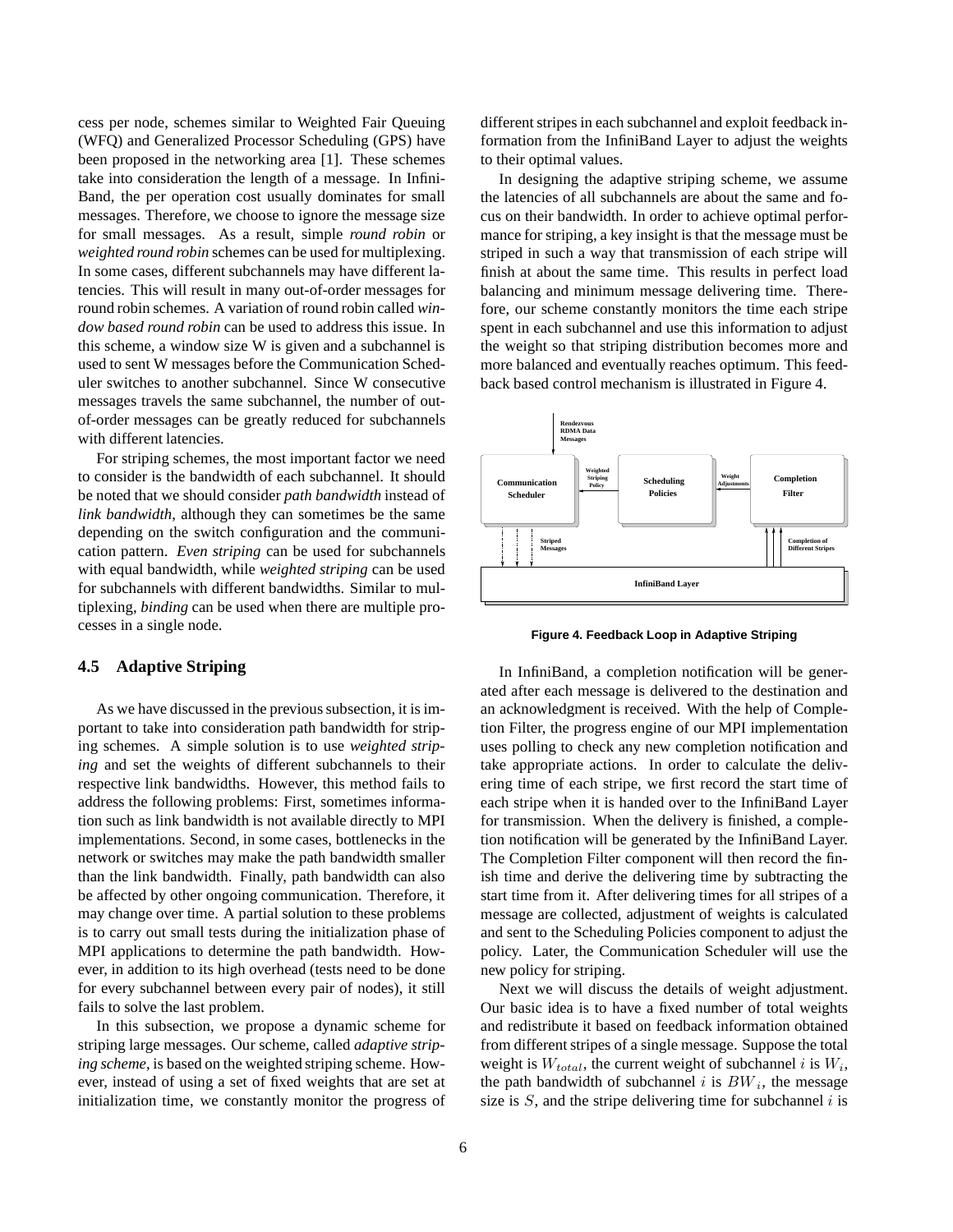cess per node, schemes similar to Weighted Fair Queuing (WFQ) and Generalized Processor Scheduling (GPS) have been proposed in the networking area [1]. These schemes take into consideration the length of a message. In InfiniBand, the per operation cost usually dominates for small messages. Therefore, we choose to ignore the message size for small messages. As a result, simple *round robin* or *weighted round robin* schemes can be used for multiplexing. In some cases, different subchannels may have different latencies. This will result in many out-of-order messages for round robin schemes. A variation of round robin called *window based round robin* can be used to address this issue. In this scheme, a window size W is given and a subchannel is used to sent W messages before the Communication Scheduler switches to another subchannel. Since W consecutive messages travels the same subchannel, the number of out-of-order messages can be greatly reduced for subchannels with different latencies.

For striping schemes, the most important factor we need to consider is the bandwidth of each subchannel. It should be noted that we should consider *path bandwidth* instead of *link bandwidth*, although they can sometimes be the same depending on the switch configuration and the communication pattern. *Even striping* can be used for subchannels with equal bandwidth, while *weighted striping* can be used for subchannels with different bandwidths. Similar to multiplexing, *binding* can be used when there are multiple processes in a single node.

### 4.5 Adaptive Striping

As we have discussed in the previous subsection, it is important to take into consideration path bandwidth for striping schemes. A simple solution is to use *weighted striping* and set the weights of different subchannels to their respective link bandwidths. However, this method fails to address the following problems: First, sometimes information such as link bandwidth is not available directly to MPI implementations. Second, in some cases, bottlenecks in the network or switches may make the path bandwidth smaller than the link bandwidth. Finally, path bandwidth can also be affected by other ongoing communication. Therefore, it may change over time. A partial solution to these problems is to carry out small tests during the initialization phase of MPI applications to determine the path bandwidth. However, in addition to its high overhead (tests need to be done for every subchannel between every pair of nodes), it still fails to solve the last problem.

In this subsection, we propose a dynamic scheme for striping large messages. Our scheme, called *adaptive striping scheme*, is based on the weighted striping scheme. However, instead of using a set of fixed weights that are set at initialization time, we constantly monitor the progress of different stripes in each subchannel and exploit feedback information from the InfiniBand Layer to adjust the weights to their optimal values.

In designing the adaptive striping scheme, we assume the latencies of all subchannels are about the same and focus on their bandwidth. In order to achieve optimal performance for striping, a key insight is that the message must be striped in such a way that transmission of each stripe will finish at about the same time. This results in perfect load balancing and minimum message delivering time. Therefore, our scheme constantly monitors the time each stripe spent in each subchannel and use this information to adjust the weight so that striping distribution becomes more and more balanced and eventually reaches optimum. This feedback based control mechanism is illustrated in Figure 4.

Figure 4. Feedback Loop in Adaptive Striping

In InfiniBand, a completion notification will be generated after each message is delivered to the destination and an acknowledgment is received. With the help of Completion Filter, the progress engine of our MPI implementation uses polling to check any new completion notification and take appropriate actions. In order to calculate the delivering time of each stripe, we first record the start time of each stripe when it is handed over to the InfiniBand Layer for transmission. When the delivery is finished, a completion notification will be generated by the InfiniBand Layer. The Completion Filter component will then record the finish time and derive the delivering time by subtracting the start time from it. After delivering times for all stripes of a message are collected, adjustment of weights is calculated and sent to the Scheduling Policies component to adjust the policy. Later, the Communication Scheduler will use the new policy for striping.

Next we will discuss the details of weight adjustment. Our basic idea is to have a fixed number of total weights and redistribute it based on feedback information obtained from different stripes of a single message. Suppose the total weight is $W_{total}$, the current weight of subchannel $i$ is $W_i$, the path bandwidth of subchannel $i$ is $BW_i$, the message size is $S$, and the stripe delivering time for subchannel $i$ is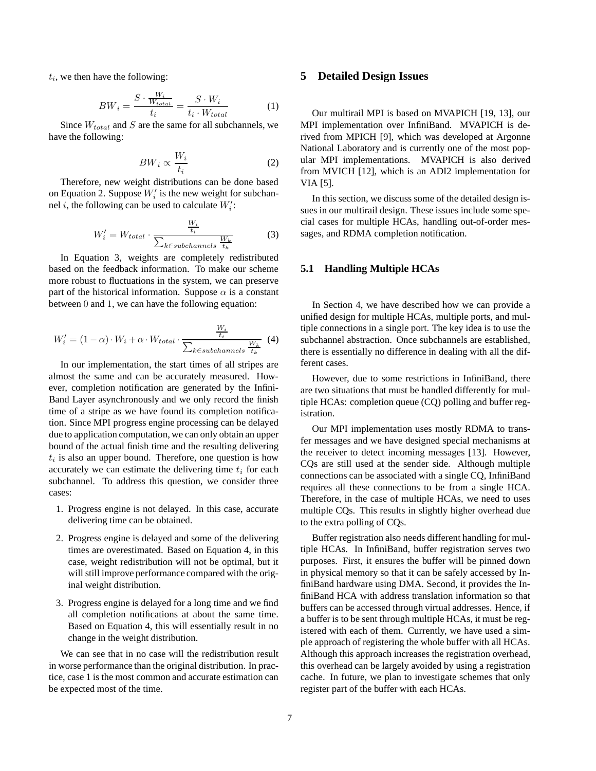$t_i$, we then have the following:

$$BW_i = \frac{S \cdot \frac{W_i}{W_{total}}}{t_i} = \frac{S \cdot W_i}{t_i \cdot W_{total}} \quad (1)$$

Since $W_{total}$ and $S$ are the same for all subchannels, we have the following:

$$BW_i \propto \frac{W_i}{t_i} \quad (2)$$

Therefore, new weight distributions can be done based on Equation 2. Suppose $W_i'$ is the new weight for subchannel $i$, the following can be used to calculate $W_i'$:

$$W_i' = W_{total} \cdot \frac{\frac{W_i}{t_i}}{\sum_{k \in subchannels} \frac{W_k}{t_k}} \quad (3)$$

In Equation 3, weights are completely redistributed based on the feedback information. To make our scheme more robust to fluctuations in the system, we can preserve part of the historical information. Suppose $\alpha$ is a constant between 0 and 1, we can have the following equation:

$$W_i' = (1 - \alpha) \cdot W_i + \alpha \cdot W_{total} \cdot \frac{\frac{W_i}{t_i}}{\sum_{k \in subchannels} \frac{W_k}{t_k}} \quad (4)$$

In our implementation, the start times of all stripes are almost the same and can be accurately measured. However, completion notification are generated by the InfiniBand Layer asynchronously and we only record the finish time of a stripe as we have found its completion notification. Since MPI progress engine processing can be delayed due to application computation, we can only obtain an upper bound of the actual finish time and the resulting delivering $t_i$ is also an upper bound. Therefore, one question is how accurately we can estimate the delivering time $t_i$ for each subchannel. To address this question, we consider three cases:

1. Progress engine is not delayed. In this case, accurate delivering time can be obtained.
2. Progress engine is delayed and some of the delivering times are overestimated. Based on Equation 4, in this case, weight redistribution will not be optimal, but it will still improve performance compared with the original weight distribution.
3. Progress engine is delayed for a long time and we find all completion notifications at about the same time. Based on Equation 4, this will essentially result in no change in the weight distribution.

We can see that in no case will the redistribution result in worse performance than the original distribution. In practice, case 1 is the most common and accurate estimation can be expected most of the time.

## 5 Detailed Design Issues

Our multirail MPI is based on MVAPICH [19, 13], our MPI implementation over InfiniBand. MVAPICH is derived from MPICH [9], which was developed at Argonne National Laboratory and is currently one of the most popular MPI implementations. MVAPICH is also derived from MVICH [12], which is an ADI2 implementation for VIA [5].

In this section, we discuss some of the detailed design issues in our multirail design. These issues include some special cases for multiple HCAs, handling out-of-order messages, and RDMA completion notification.

### 5.1 Handling Multiple HCAs

In Section 4, we have described how we can provide a unified design for multiple HCAs, multiple ports, and multiple connections in a single port. The key idea is to use the subchannel abstraction. Once subchannels are established, there is essentially no difference in dealing with all the different cases.

However, due to some restrictions in InfiniBand, there are two situations that must be handled differently for multiple HCAs: completion queue (CQ) polling and buffer registration.

Our MPI implementation uses mostly RDMA to transfer messages and we have designed special mechanisms at the receiver to detect incoming messages [13]. However, CQs are still used at the sender side. Although multiple connections can be associated with a single CQ, InfiniBand requires all these connections to be from a single HCA. Therefore, in the case of multiple HCAs, we need to uses multiple CQs. This results in slightly higher overhead due to the extra polling of CQs.

Buffer registration also needs different handling for multiple HCAs. In InfiniBand, buffer registration serves two purposes. First, it ensures the buffer will be pinned down in physical memory so that it can be safely accessed by InfiniBand hardware using DMA. Second, it provides the InfiniBand HCA with address translation information so that buffers can be accessed through virtual addresses. Hence, if a buffer is to be sent through multiple HCAs, it must be registered with each of them. Currently, we have used a simple approach of registering the whole buffer with all HCAs. Although this approach increases the registration overhead, this overhead can be largely avoided by using a registration cache. In future, we plan to investigate schemes that only register part of the buffer with each HCAs.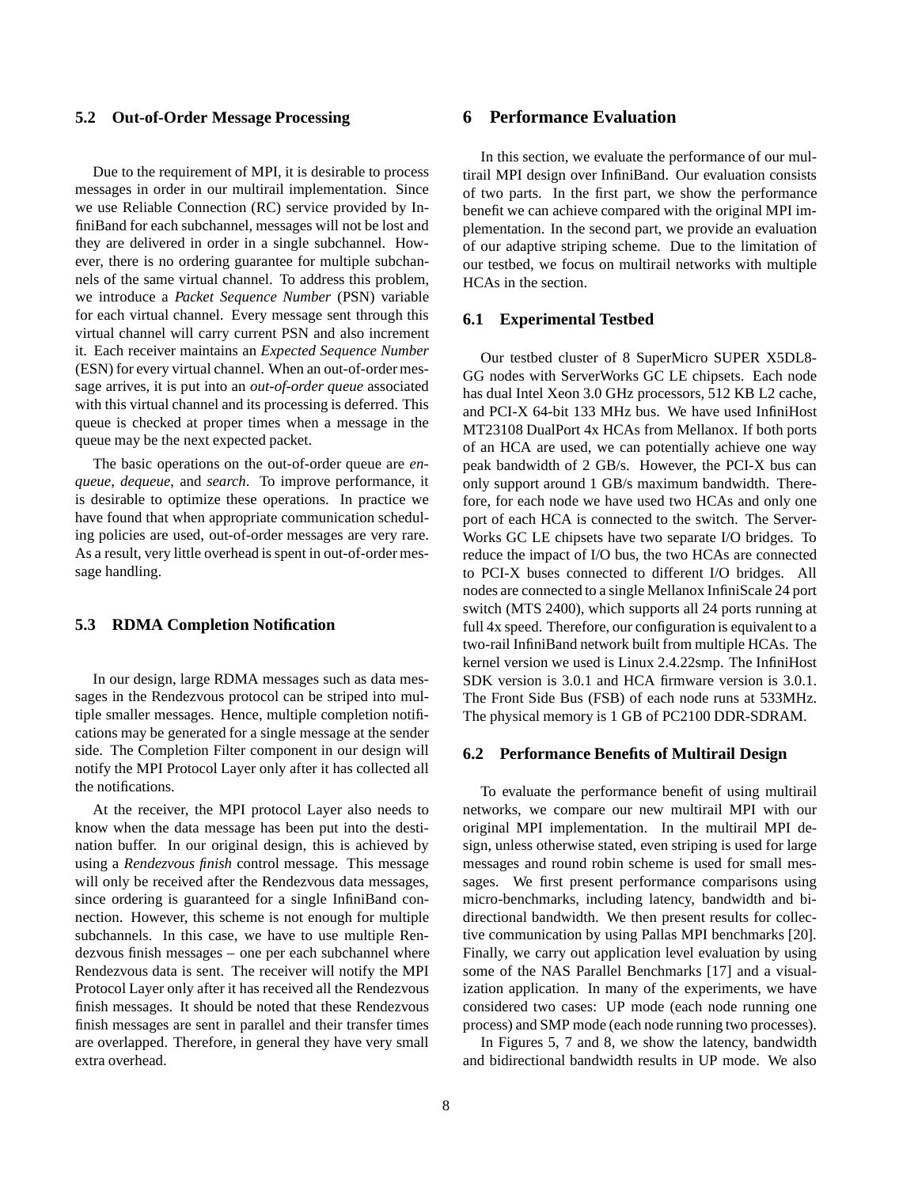### 5.2 Out-of-Order Message Processing

Due to the requirement of MPI, it is desirable to process messages in order in our multirail implementation. Since we use Reliable Connection (RC) service provided by InfiniBand for each subchannel, messages will not be lost and they are delivered in order in a single subchannel. However, there is no ordering guarantee for multiple subchannels of the same virtual channel. To address this problem, we introduce a *Packet Sequence Number* (PSN) variable for each virtual channel. Every message sent through this virtual channel will carry current PSN and also increment it. Each receiver maintains an *Expected Sequence Number* (ESN) for every virtual channel. When an out-of-order message arrives, it is put into an *out-of-order queue* associated with this virtual channel and its processing is deferred. This queue is checked at proper times when a message in the queue may be the next expected packet.

The basic operations on the out-of-order queue are *enqueue*, *dequeue*, and *search*. To improve performance, it is desirable to optimize these operations. In practice we have found that when appropriate communication scheduling policies are used, out-of-order messages are very rare. As a result, very little overhead is spent in out-of-order message handling.

### 5.3 RDMA Completion Notification

In our design, large RDMA messages such as data messages in the Rendezvous protocol can be striped into multiple smaller messages. Hence, multiple completion notifications may be generated for a single message at the sender side. The Completion Filter component in our design will notify the MPI Protocol Layer only after it has collected all the notifications.

At the receiver, the MPI protocol Layer also needs to know when the data message has been put into the destination buffer. In our original design, this is achieved by using a *Rendezvous finish* control message. This message will only be received after the Rendezvous data messages, since ordering is guaranteed for a single InfiniBand connection. However, this scheme is not enough for multiple subchannels. In this case, we have to use multiple Rendezvous finish messages – one per each subchannel where Rendezvous data is sent. The receiver will notify the MPI Protocol Layer only after it has received all the Rendezvous finish messages. It should be noted that these Rendezvous finish messages are sent in parallel and their transfer times are overlapped. Therefore, in general they have very small extra overhead.

## 6 Performance Evaluation

In this section, we evaluate the performance of our multirail MPI design over InfiniBand. Our evaluation consists of two parts. In the first part, we show the performance benefit we can achieve compared with the original MPI implementation. In the second part, we provide an evaluation of our adaptive striping scheme. Due to the limitation of our testbed, we focus on multirail networks with multiple HCAs in the section.

### 6.1 Experimental Testbed

Our testbed cluster of 8 SuperMicro SUPER X5DL8-GG nodes with ServerWorks GC LE chipsets. Each node has dual Intel Xeon 3.0 GHz processors, 512 KB L2 cache, and PCI-X 64-bit 133 MHz bus. We have used InfiniHost MT23108 DualPort 4x HCAs from Mellanox. If both ports of an HCA are used, we can potentially achieve one way peak bandwidth of 2 GB/s. However, the PCI-X bus can only support around 1 GB/s maximum bandwidth. Therefore, for each node we have used two HCAs and only one port of each HCA is connected to the switch. The ServerWorks GC LE chipsets have two separate I/O bridges. To reduce the impact of I/O bus, the two HCAs are connected to PCI-X buses connected to different I/O bridges. All nodes are connected to a single Mellanox InfiniScale 24 port switch (MTS 2400), which supports all 24 ports running at full 4x speed. Therefore, our configuration is equivalent to a two-rail InfiniBand network built from multiple HCAs. The kernel version we used is Linux 2.4.22smp. The InfiniHost SDK version is 3.0.1 and HCA firmware version is 3.0.1. The Front Side Bus (FSB) of each node runs at 533MHz. The physical memory is 1 GB of PC2100 DDR-SDRAM.

### 6.2 Performance Benefits of Multirail Design

To evaluate the performance benefit of using multirail networks, we compare our new multirail MPI with our original MPI implementation. In the multirail MPI design, unless otherwise stated, even striping is used for large messages and round robin scheme is used for small messages. We first present performance comparisons using micro-benchmarks, including latency, bandwidth and bidirectional bandwidth. We then present results for collective communication by using Pallas MPI benchmarks [20]. Finally, we carry out application level evaluation by using some of the NAS Parallel Benchmarks [17] and a visualization application. In many of the experiments, we have considered two cases: UP mode (each node running one process) and SMP mode (each node running two processes).

In Figures 5, 7 and 8, we show the latency, bandwidth and bidirectional bandwidth results in UP mode. We also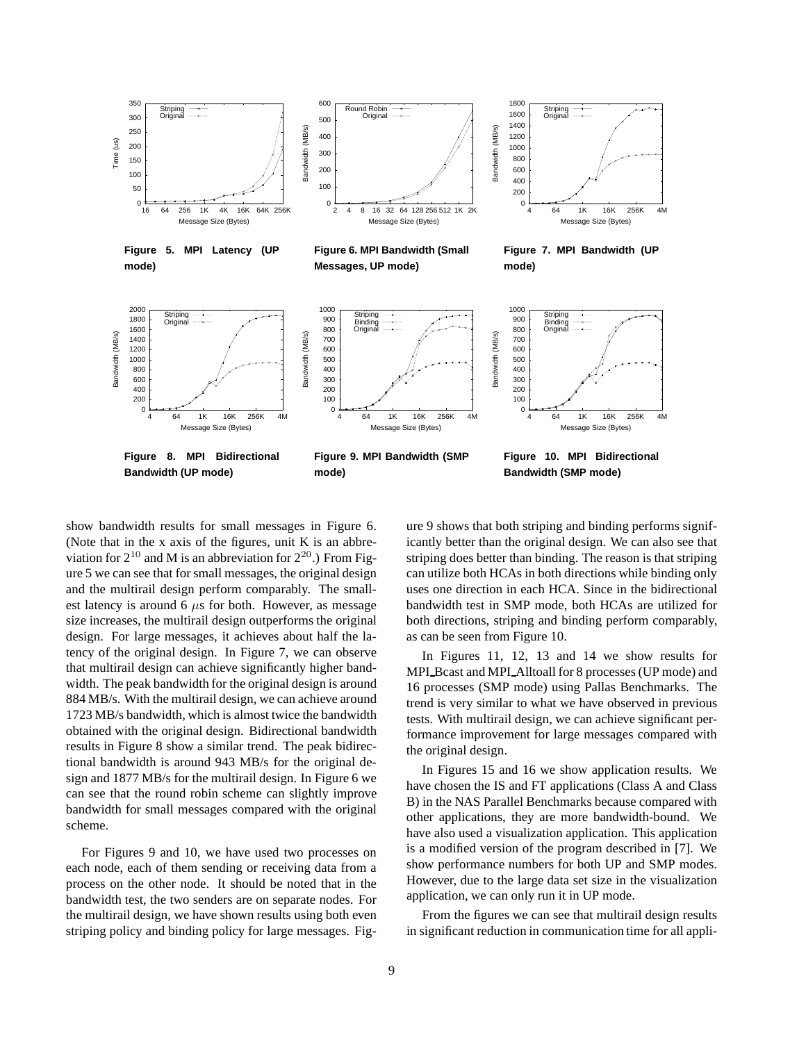Figure 5. MPI Latency (UP mode)

Figure 6. MPI Bandwidth (Small Messages, UP mode)

Figure 7. MPI Bandwidth (UP mode)

Figure 8. MPI Bidirectional Bandwidth (UP mode)

Figure 9. MPI Bandwidth (SMP mode)

Figure 10. MPI Bidirectional Bandwidth (SMP mode)

show bandwidth results for small messages in Figure 6. (Note that in the x axis of the figures, unit K is an abbreviation for $2^{10}$ and M is an abbreviation for $2^{20}$.) From Figure 5 we can see that for small messages, the original design and the multirail design perform comparably. The smallest latency is around 6 $\mu$s for both. However, as message size increases, the multirail design outperforms the original design. For large messages, it achieves about half the latency of the original design. In Figure 7, we can observe that multirail design can achieve significantly higher bandwidth. The peak bandwidth for the original design is around 884 MB/s. With the multirail design, we can achieve around 1723 MB/s bandwidth, which is almost twice the bandwidth obtained with the original design. Bidirectional bandwidth results in Figure 8 show a similar trend. The peak bidirectional bandwidth is around 943 MB/s for the original design and 1877 MB/s for the multirail design. In Figure 6 we can see that the round robin scheme can slightly improve bandwidth for small messages compared with the original scheme.

For Figures 9 and 10, we have used two processes on each node, each of them sending or receiving data from a process on the other node. It should be noted that in the bandwidth test, the two senders are on separate nodes. For the multirail design, we have shown results using both even striping policy and binding policy for large messages. Figure 9 shows that both striping and binding performs significantly better than the original design. We can also see that striping does better than binding. The reason is that striping can utilize both HCAs in both directions while binding only uses one direction in each HCA. Since in the bidirectional bandwidth test in SMP mode, both HCAs are utilized for both directions, striping and binding perform comparably, as can be seen from Figure 10.

In Figures 11, 12, 13 and 14 we show results for MPI_Bcast and MPI_Alltoall for 8 processes (UP mode) and 16 processes (SMP mode) using Pallas Benchmarks. The trend is very similar to what we have observed in previous tests. With multirail design, we can achieve significant performance improvement for large messages compared with the original design.

In Figures 15 and 16 we show application results. We have chosen the IS and FT applications (Class A and Class B) in the NAS Parallel Benchmarks because compared with other applications, they are more bandwidth-bound. We have also used a visualization application. This application is a modified version of the program described in [7]. We show performance numbers for both UP and SMP modes. However, due to the large data set size in the visualization application, we can only run it in UP mode.

From the figures we can see that multirail design results in significant reduction in communication time for all appli-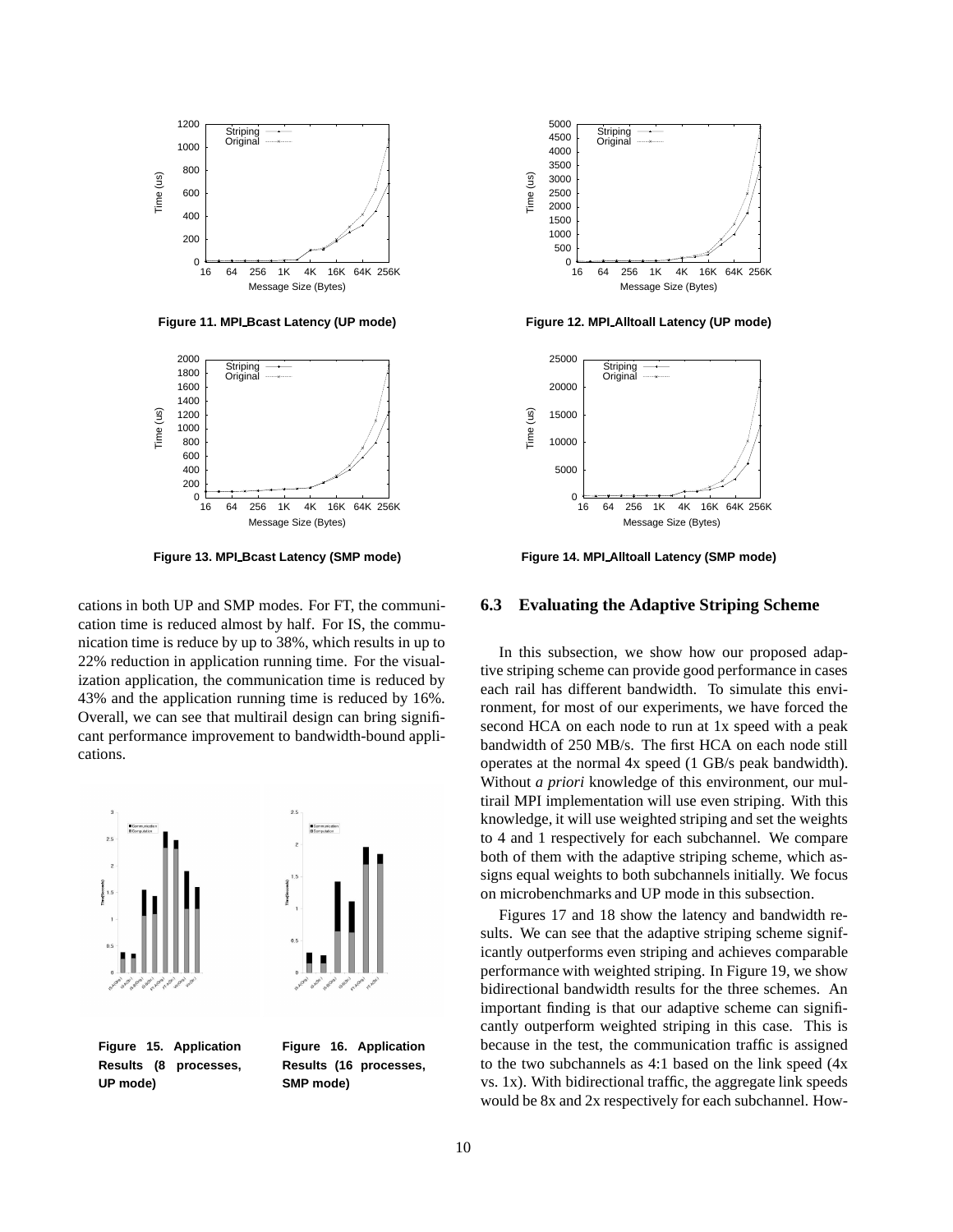Figure 11. MPI_Bcast Latency (UP mode)

Figure 12. MPI_Alltoall Latency (UP mode)

Figure 13. MPI_Bcast Latency (SMP mode)

Figure 14. MPI_Alltoall Latency (SMP mode)

cations in both UP and SMP modes. For FT, the communication time is reduced almost by half. For IS, the communication time is reduce by up to 38%, which results in up to 22% reduction in application running time. For the visualization application, the communication time is reduced by 43% and the application running time is reduced by 16%. Overall, we can see that multirail design can bring significant performance improvement to bandwidth-bound applications.

**Figure 15. Application Results (8 processes, UP mode)**

**Figure 16. Application Results (16 processes, SMP mode)**

### 6.3 Evaluating the Adaptive Striping Scheme

In this subsection, we show how our proposed adaptive striping scheme can provide good performance in cases each rail has different bandwidth. To simulate this environment, for most of our experiments, we have forced the second HCA on each node to run at 1x speed with a peak bandwidth of 250 MB/s. The first HCA on each node still operates at the normal 4x speed (1 GB/s peak bandwidth). Without *a priori* knowledge of this environment, our multirail MPI implementation will use even striping. With this knowledge, it will use weighted striping and set the weights to 4 and 1 respectively for each subchannel. We compare both of them with the adaptive striping scheme, which assigns equal weights to both subchannels initially. We focus on microbenchmarks and UP mode in this subsection.

Figures 17 and 18 show the latency and bandwidth results. We can see that the adaptive striping scheme significantly outperforms even striping and achieves comparable performance with weighted striping. In Figure 19, we show bidirectional bandwidth results for the three schemes. An important finding is that our adaptive scheme can significantly outperform weighted striping in this case. This is because in the test, the communication traffic is assigned to the two subchannels as 4:1 based on the link speed (4x vs. 1x). With bidirectional traffic, the aggregate link speeds would be 8x and 2x respectively for each subchannel. How-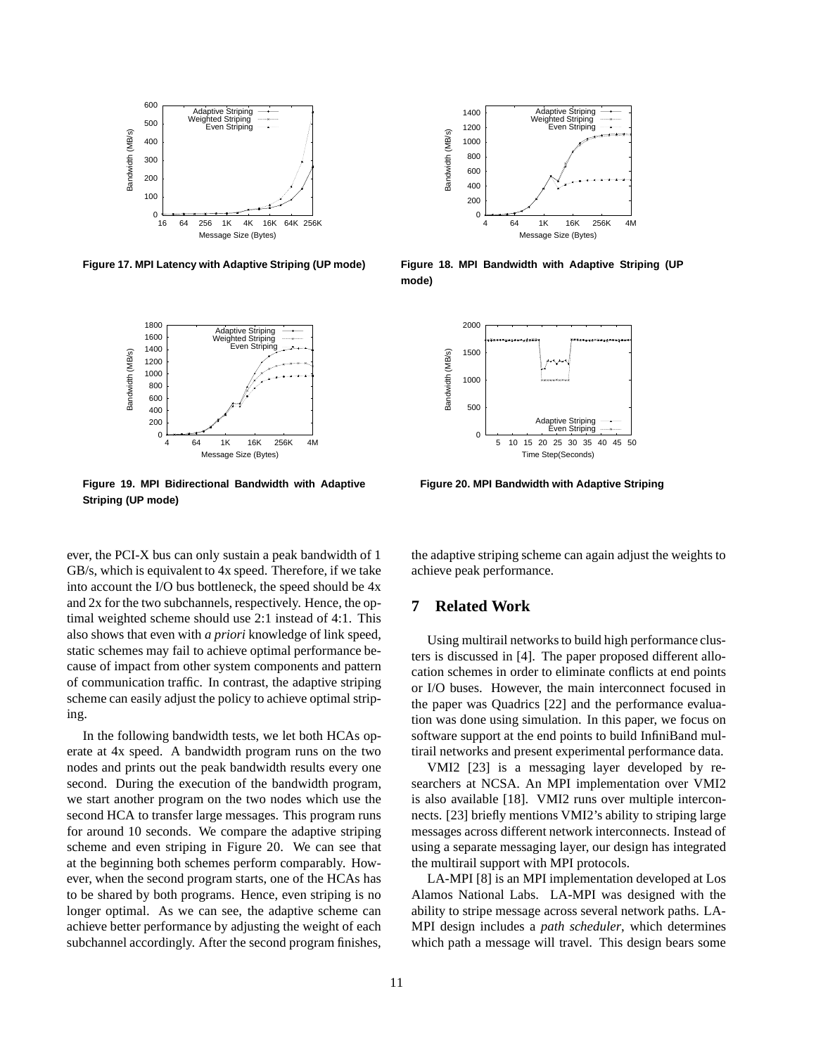Figure 17. MPI Latency with Adaptive Striping (UP mode)

Figure 18. MPI Bandwidth with Adaptive Striping (UP mode)

Figure 19. MPI Bidirectional Bandwidth with Adaptive Striping (UP mode)

Figure 20. MPI Bandwidth with Adaptive Striping

ever, the PCI-X bus can only sustain a peak bandwidth of 1 GB/s, which is equivalent to 4x speed. Therefore, if we take into account the I/O bus bottleneck, the speed should be 4x and 2x for the two subchannels, respectively. Hence, the optimal weighted scheme should use 2:1 instead of 4:1. This also shows that even with *a priori* knowledge of link speed, static schemes may fail to achieve optimal performance because of impact from other system components and pattern of communication traffic. In contrast, the adaptive striping scheme can easily adjust the policy to achieve optimal striping.

In the following bandwidth tests, we let both HCAs operate at 4x speed. A bandwidth program runs on the two nodes and prints out the peak bandwidth results every one second. During the execution of the bandwidth program, we start another program on the two nodes which use the second HCA to transfer large messages. This program runs for around 10 seconds. We compare the adaptive striping scheme and even striping in Figure 20. We can see that at the beginning both schemes perform comparably. However, when the second program starts, one of the HCAs has to be shared by both programs. Hence, even striping is no longer optimal. As we can see, the adaptive scheme can achieve better performance by adjusting the weight of each subchannel accordingly. After the second program finishes, the adaptive striping scheme can again adjust the weights to achieve peak performance.

## 7 Related Work

Using multirail networks to build high performance clusters is discussed in [4]. The paper proposed different allocation schemes in order to eliminate conflicts at end points or I/O buses. However, the main interconnect focused in the paper was Quadrics [22] and the performance evaluation was done using simulation. In this paper, we focus on software support at the end points to build InfiniBand multirail networks and present experimental performance data.

VMI2 [23] is a messaging layer developed by researchers at NCSA. An MPI implementation over VMI2 is also available [18]. VMI2 runs over multiple interconnects. [23] briefly mentions VMI2's ability to striping large messages across different network interconnects. Instead of using a separate messaging layer, our design has integrated the multirail support with MPI protocols.

LA-MPI [8] is an MPI implementation developed at Los Alamos National Labs. LA-MPI was designed with the ability to stripe message across several network paths. LA-MPI design includes a *path scheduler*, which determines which path a message will travel. This design bears some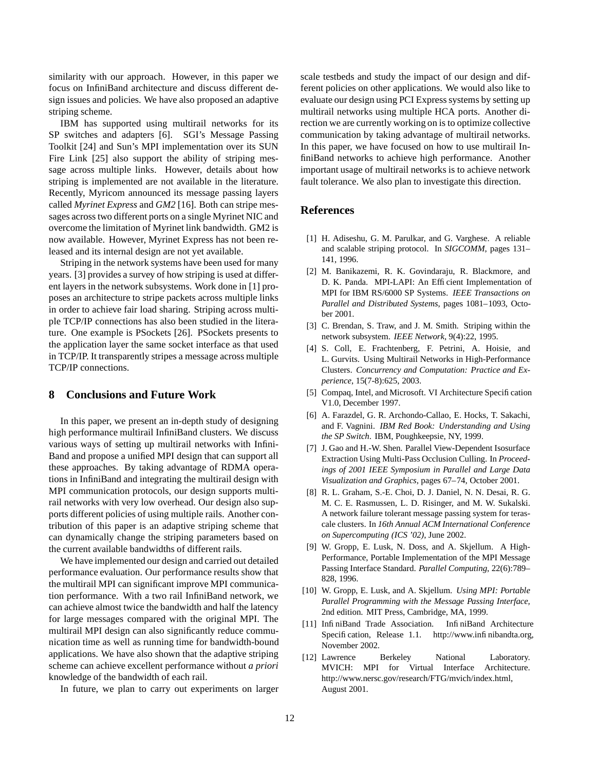similarity with our approach. However, in this paper we focus on InfiniBand architecture and discuss different design issues and policies. We have also proposed an adaptive striping scheme.

IBM has supported using multirail networks for its SP switches and adapters [6]. SGI's Message Passing Toolkit [24] and Sun's MPI implementation over its SUN Fire Link [25] also support the ability of striping message across multiple links. However, details about how striping is implemented are not available in the literature. Recently, Myricom announced its message passing layers called *Myrinet Express* and *GM2* [16]. Both can stripe messages across two different ports on a single Myrinet NIC and overcome the limitation of Myrinet link bandwidth. GM2 is now available. However, Myrinet Express has not been released and its internal design are not yet available.

Striping in the network systems have been used for many years. [3] provides a survey of how striping is used at different layers in the network subsystems. Work done in [1] proposes an architecture to stripe packets across multiple links in order to achieve fair load sharing. Striping across multiple TCP/IP connections has also been studied in the literature. One example is PSockets [26]. PSockets presents to the application layer the same socket interface as that used in TCP/IP. It transparently stripes a message across multiple TCP/IP connections.

## 8 Conclusions and Future Work

In this paper, we present an in-depth study of designing high performance multirail InfiniBand clusters. We discuss various ways of setting up multirail networks with InfiniBand and propose a unified MPI design that can support all these approaches. By taking advantage of RDMA operations in InfiniBand and integrating the multirail design with MPI communication protocols, our design supports multirail networks with very low overhead. Our design also supports different policies of using multiple rails. Another contribution of this paper is an adaptive striping scheme that can dynamically change the striping parameters based on the current available bandwidths of different rails.

We have implemented our design and carried out detailed performance evaluation. Our performance results show that the multirail MPI can significant improve MPI communication performance. With a two rail InfiniBand network, we can achieve almost twice the bandwidth and half the latency for large messages compared with the original MPI. The multirail MPI design can also significantly reduce communication time as well as running time for bandwidth-bound applications. We have also shown that the adaptive striping scheme can achieve excellent performance without *a priori* knowledge of the bandwidth of each rail.

In future, we plan to carry out experiments on larger scale testbeds and study the impact of our design and different policies on other applications. We would also like to evaluate our design using PCI Express systems by setting up multirail networks using multiple HCA ports. Another direction we are currently working on is to optimize collective communication by taking advantage of multirail networks. In this paper, we have focused on how to use multirail InfiniBand networks to achieve high performance. Another important usage of multirail networks is to achieve network fault tolerance. We also plan to investigate this direction.

## References

[1] H. Adiseshu, G. M. Parulkar, and G. Varghese. A reliable and scalable striping protocol. In *SIGCOMM*, pages 131–141, 1996.

[2] M. Banikazemi, R. K. Govindaraju, R. Blackmore, and D. K. Panda. MPI-LAPI: An Efficient Implementation of MPI for IBM RS/6000 SP Systems. *IEEE Transactions on Parallel and Distributed Systems*, pages 1081–1093, October 2001.

[3] C. Brendan, S. Traw, and J. M. Smith. Striping within the network subsystem. *IEEE Network*, 9(4):22, 1995.

[4] S. Coll, E. Frachtenberg, F. Petrini, A. Hoisie, and L. Gurvits. Using Multirail Networks in High-Performance Clusters. *Concurrency and Computation: Practice and Experience*, 15(7-8):625, 2003.

[5] Compaq, Intel, and Microsoft. VI Architecture Specification V1.0, December 1997.

[6] A. Farazdel, G. R. Archondo-Callao, E. Hocks, T. Sakachi, and F. Vagnini. *IBM Red Book: Understanding and Using the SP Switch*. IBM, Poughkeepsie, NY, 1999.

[7] J. Gao and H.-W. Shen. Parallel View-Dependent Isosurface Extraction Using Multi-Pass Occlusion Culling. In *Proceedings of 2001 IEEE Symposium in Parallel and Large Data Visualization and Graphics*, pages 67–74, October 2001.

[8] R. L. Graham, S.-E. Choi, D. J. Daniel, N. N. Desai, R. G. M. C. E. Rasmussen, L. D. Risinger, and M. W. Sukalski. A network failure tolerant message passing system for terascale clusters. In *16th Annual ACM International Conference on Supercomputing (ICS '02)*, June 2002.

[9] W. Gropp, E. Lusk, N. Doss, and A. Skjellum. A High-Performance, Portable Implementation of the MPI Message Passing Interface Standard. *Parallel Computing*, 22(6):789–828, 1996.

[10] W. Gropp, E. Lusk, and A. Skjellum. *Using MPI: Portable Parallel Programming with the Message Passing Interface*, 2nd edition. MIT Press, Cambridge, MA, 1999.

[11] InfiniBand Trade Association. InfiniBand Architecture Specification, Release 1.1. http://www.infinibandta.org, November 2002.

[12] Lawrence Berkeley National Laboratory. MVICH: MPI for Virtual Interface Architecture. http://www.nersc.gov/research/FTG/mvich/index.html, August 2001.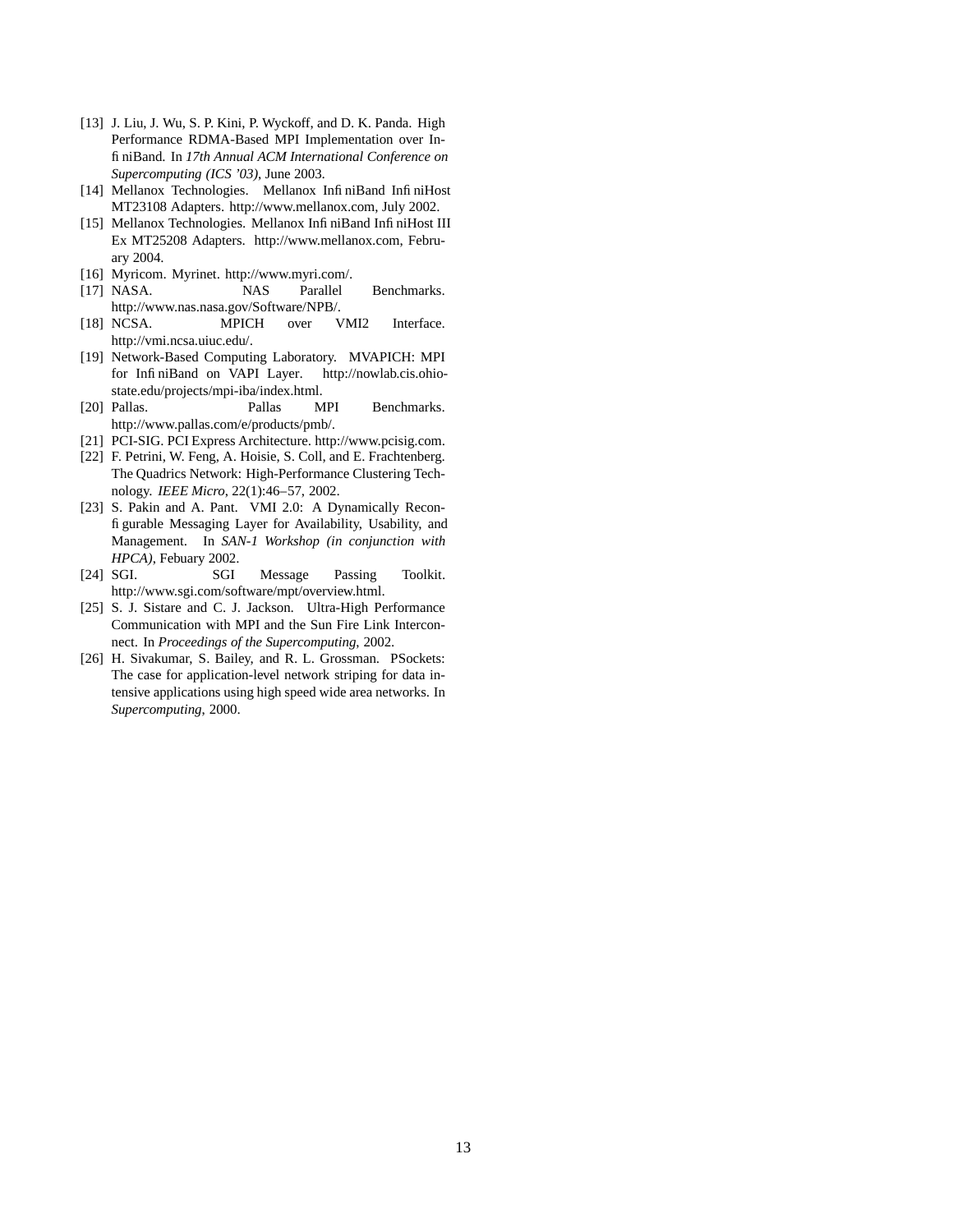[13] J. Liu, J. Wu, S. P. Kini, P. Wyckoff, and D. K. Panda. High Performance RDMA-Based MPI Implementation over InfiniBand. In *17th Annual ACM International Conference on Supercomputing (ICS '03)*, June 2003.

[14] Mellanox Technologies. Mellanox InfiniBand InfiniHost MT23108 Adapters. http://www.mellanox.com, July 2002.

[15] Mellanox Technologies. Mellanox InfiniBand InfiniHost III Ex MT25208 Adapters. http://www.mellanox.com, February 2004.

[16] Myricom. Myrinet. http://www.myri.com/.

[17] NASA. NAS Parallel Benchmarks. http://www.nas.nasa.gov/Software/NPB/.

[18] NCSA. MPICH over VMI2 Interface. http://vmi.ncsa.uiuc.edu/.

[19] Network-Based Computing Laboratory. MVAPICH: MPI for InfiniBand on VAPI Layer. http://nowlab.cis.ohio-state.edu/projects/mpi-iba/index.html.

[20] Pallas. Pallas MPI Benchmarks. http://www.pallas.com/e/products/pmb/.

[21] PCI-SIG. PCI Express Architecture. http://www.pcisig.com.

[22] F. Petrini, W. Feng, A. Hoisie, S. Coll, and E. Frachtenberg. The Quadrics Network: High-Performance Clustering Technology. *IEEE Micro*, 22(1):46–57, 2002.

[23] S. Pakin and A. Pant. VMI 2.0: A Dynamically Reconfigurable Messaging Layer for Availability, Usability, and Management. In *SAN-1 Workshop (in conjunction with HPCA)*, Febuary 2002.

[24] SGI. SGI Message Passing Toolkit. http://www.sgi.com/software/mpt/overview.html.

[25] S. J. Sistare and C. J. Jackson. Ultra-High Performance Communication with MPI and the Sun Fire Link Interconnect. In *Proceedings of the Supercomputing*, 2002.

[26] H. Sivakumar, S. Bailey, and R. L. Grossman. PSockets: The case for application-level network striping for data intensive applications using high speed wide area networks. In *Supercomputing*, 2000.